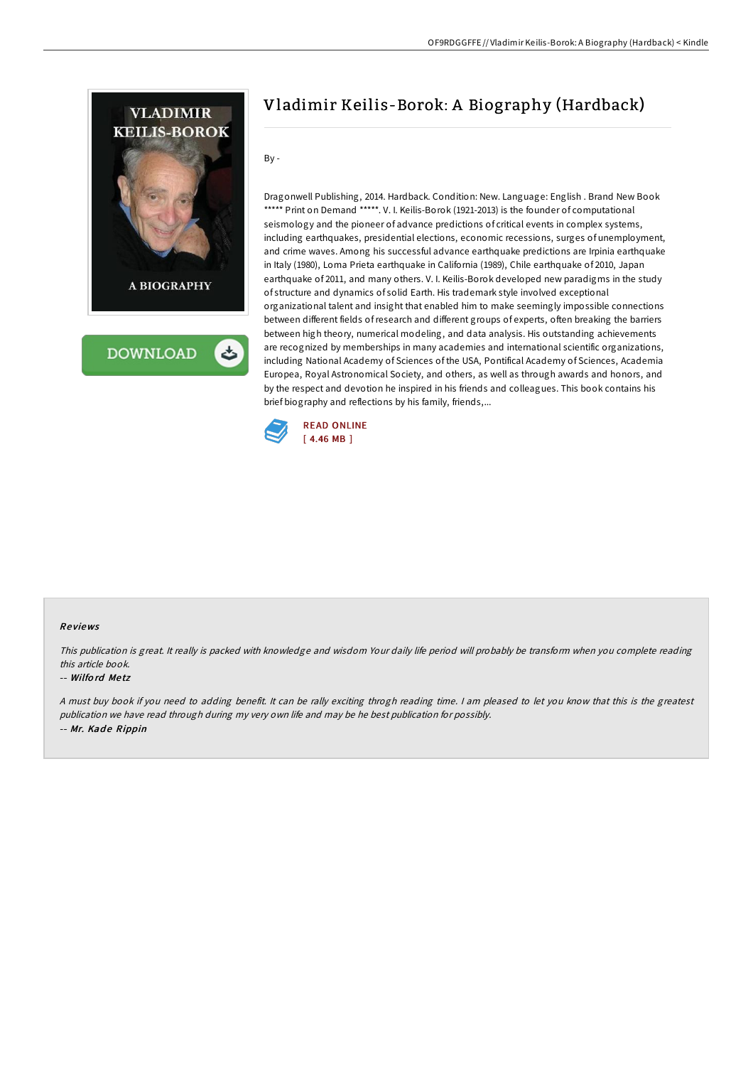# Vladimir Keilis-Borok: A Biography (Hardback)

By -

Dragonwell Publishing, 2014. Hardback. Condition: New. Language: English . Brand New Book ***** Print on Demand *****. V. I. Keilis-Borok (1921-2013) is the founder of computational seismology and the pioneer of advance predictions of critical events in complex systems, including earthquakes, presidential elections, economic recessions, surges of unemployment, and crime waves. Among his successful advance earthquake predictions are Irpinia earthquake in Italy (1980), Loma Prieta earthquake in California (1989), Chile earthquake of 2010, Japan earthquake of 2011, and many others. V. I. Keilis-Borok developed new paradigms in the study of structure and dynamics of solid Earth. His trademark style involved exceptional organizational talent and insight that enabled him to make seemingly impossible connections between different fields of research and different groups of experts, often breaking the barriers between high theory, numerical modeling, and data analysis. His outstanding achievements are recognized by memberships in many academies and international scientific organizations, including National Academy of Sciences of the USA, Pontifical Academy of Sciences, Academia Europea, Royal Astronomical Society, and others, as well as through awards and honors, and by the respect and devotion he inspired in his friends and colleagues. This book contains his brief biography and reflections by his family, friends,...

READ ONLINE
[ 4.46 MB ]

## Reviews

*This publication is great. It really is packed with knowledge and wisdom Your daily life period will probably be transform when you complete reading this article book.*

-- *Wilford Metz*

*A must buy book if you need to adding benefit. It can be rally exciting throgh reading time. I am pleased to let you know that this is the greatest publication we have read through during my very own life and may be he best publication for possibly.*

-- *Mr. Kade Rippin*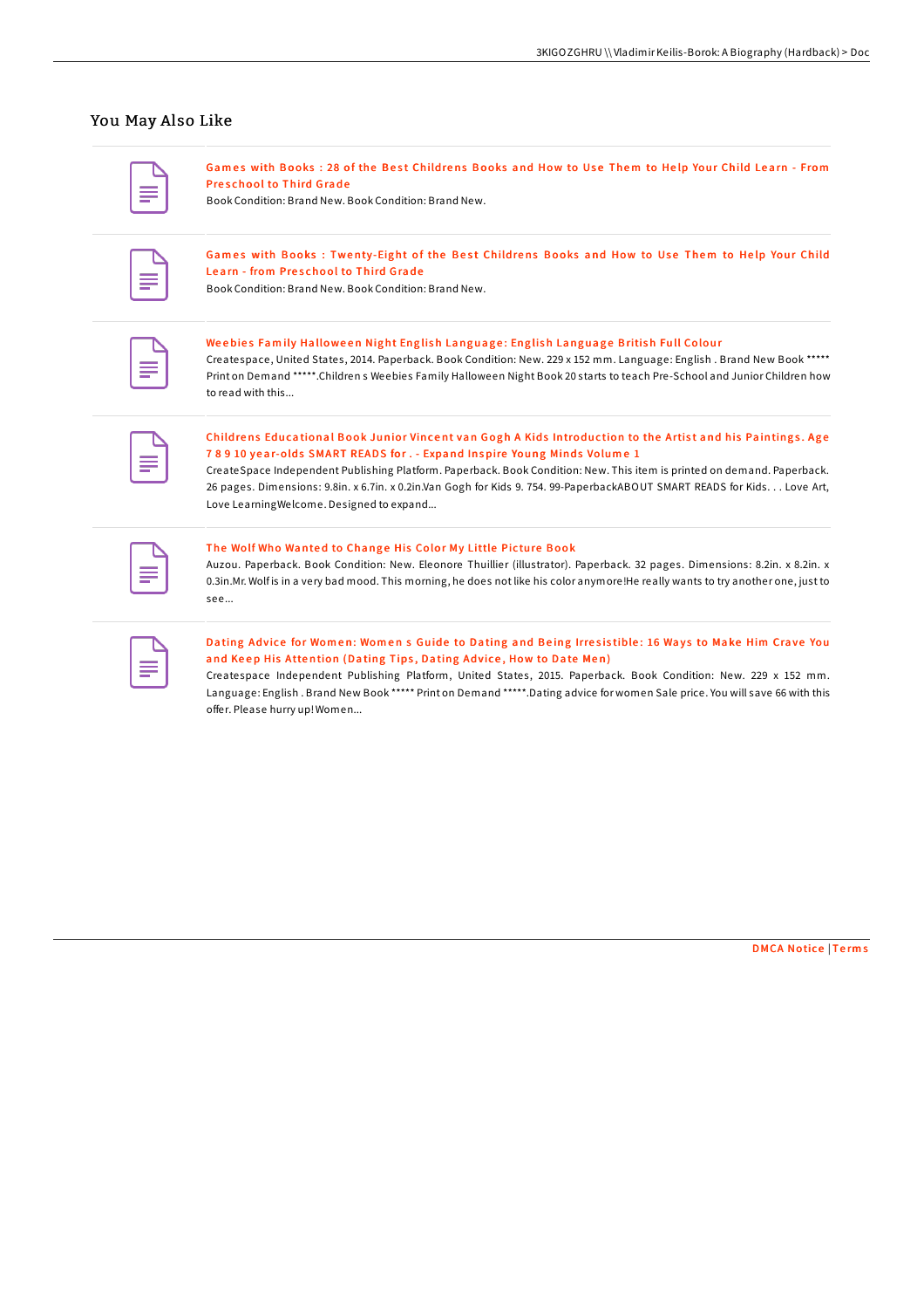## You May Also Like

**Games with Books : 28 of the Best Childrens Books and How to Use Them to Help Your Child Learn - From Preschool to Third Grade**

Book Condition: Brand New. Book Condition: Brand New.

**Games with Books : Twenty-Eight of the Best Childrens Books and How to Use Them to Help Your Child Learn - from Preschool to Third Grade**

Book Condition: Brand New. Book Condition: Brand New.

**Weebies Family Halloween Night English Language: English Language British Full Colour**

Createspace, United States, 2014. Paperback. Book Condition: New. 229 x 152 mm. Language: English . Brand New Book ***** Print on Demand *****.Children s Weebies Family Halloween Night Book 20 starts to teach Pre-School and Junior Children how to read with this...

**Childrens Educational Book Junior Vincent van Gogh A Kids Introduction to the Artist and his Paintings. Age 7 8 9 10 year-olds SMART READS for . - Expand Inspire Young Minds Volume 1**

CreateSpace Independent Publishing Platform. Paperback. Book Condition: New. This item is printed on demand. Paperback. 26 pages. Dimensions: 9.8in. x 6.7in. x 0.2in.Van Gogh for Kids 9. 754. 99-PaperbackABOUT SMART READS for Kids. . . Love Art, Love LearningWelcome. Designed to expand...

**The Wolf Who Wanted to Change His Color My Little Picture Book**

Auzou. Paperback. Book Condition: New. Eleonore Thuillier (illustrator). Paperback. 32 pages. Dimensions: 8.2in. x 8.2in. x 0.3in.Mr. Wolf is in a very bad mood. This morning, he does not like his color anymore!He really wants to try another one, just to see...

**Dating Advice for Women: Women s Guide to Dating and Being Irresistible: 16 Ways to Make Him Crave You and Keep His Attention (Dating Tips, Dating Advice, How to Date Men)**

Createspace Independent Publishing Platform, United States, 2015. Paperback. Book Condition: New. 229 x 152 mm. Language: English . Brand New Book ***** Print on Demand *****.Dating advice for women Sale price. You will save 66 with this offer. Please hurry up! Women...